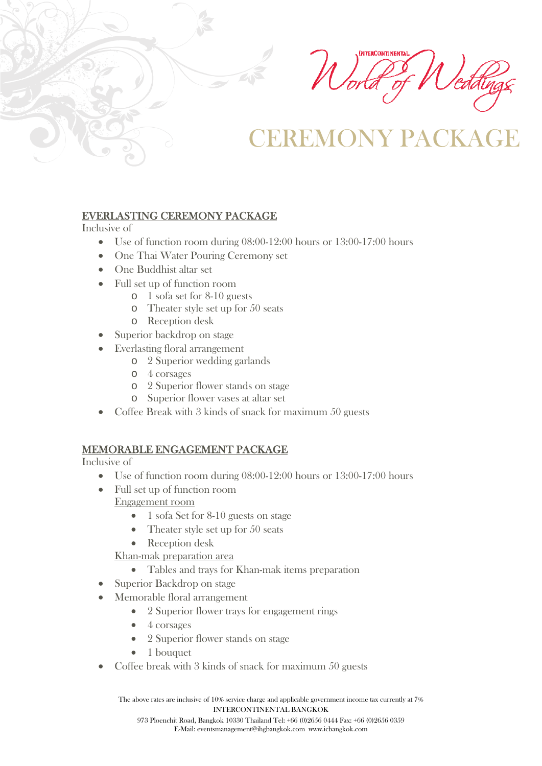InterContinental World of Weddings

# CEREMONY PACKAGE

## EVERLASTING CEREMONY PACKAGE

Inclusive of

- Use of function room during 08:00-12:00 hours or 13:00-17:00 hours
- One Thai Water Pouring Ceremony set
- One Buddhist altar set
- Full set up of function room
  - 1 sofa set for 8-10 guests
  - Theater style set up for 50 seats
  - Reception desk
- Superior backdrop on stage
- Everlasting floral arrangement
  - 2 Superior wedding garlands
  - 4 corsages
  - 2 Superior flower stands on stage
  - Superior flower vases at altar set
- Coffee Break with 3 kinds of snack for maximum 50 guests

## MEMORABLE ENGAGEMENT PACKAGE

Inclusive of

- Use of function room during 08:00-12:00 hours or 13:00-17:00 hours
- Full set up of function room

  Engagement room
  - 1 sofa Set for 8-10 guests on stage
  - Theater style set up for 50 seats
  - Reception desk

  Khan-mak preparation area
  - Tables and trays for Khan-mak items preparation
- Superior Backdrop on stage
- Memorable floral arrangement
  - 2 Superior flower trays for engagement rings
  - 4 corsages
  - 2 Superior flower stands on stage
  - 1 bouquet
- Coffee break with 3 kinds of snack for maximum 50 guests

The above rates are inclusive of 10% service charge and applicable government income tax currently at 7%

INTERCONTINENTAL BANGKOK

973 Ploenchit Road, Bangkok 10330 Thailand Tel: +66 (0)2656 0444 Fax: +66 (0)2656 0359

E-Mail: eventsmanagement@ihgbangkok.com www.icbangkok.com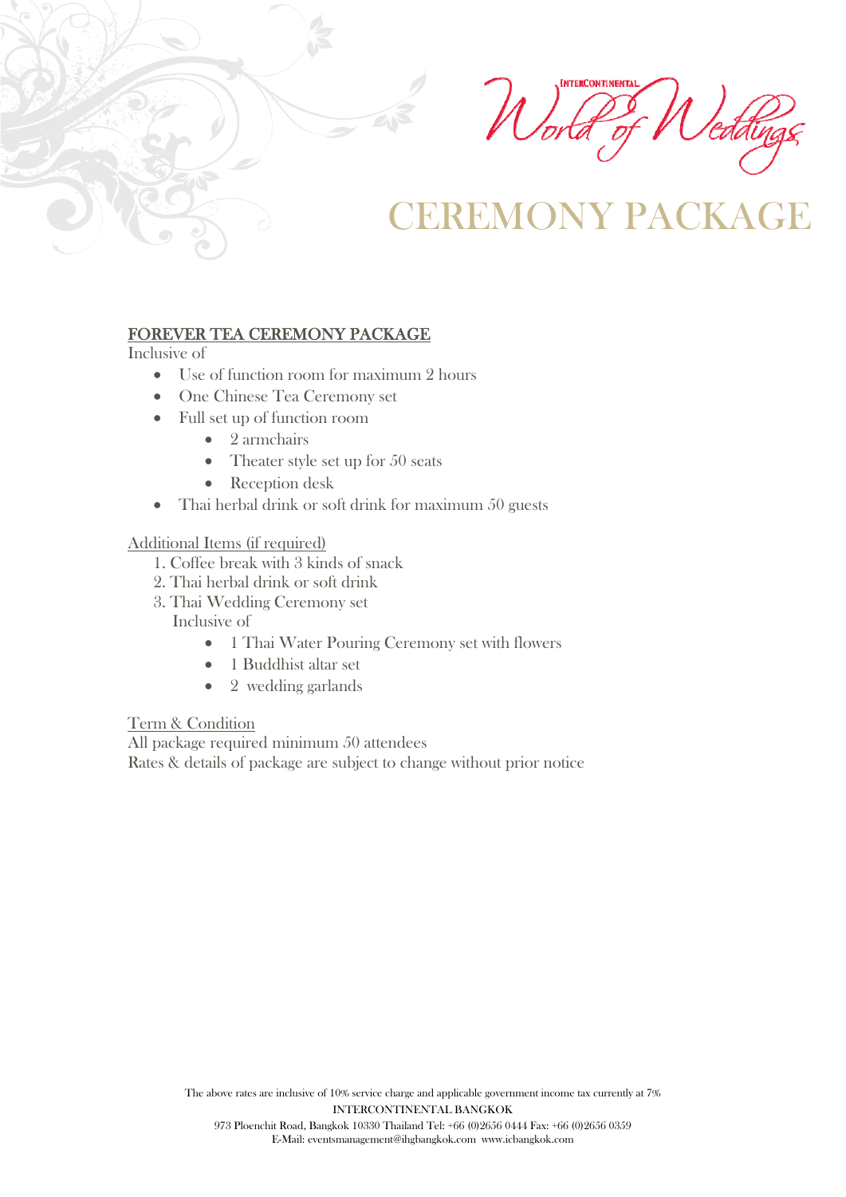# CEREMONY PACKAGE

**FOREVER TEA CEREMONY PACKAGE**

Inclusive of

- Use of function room for maximum 2 hours
- One Chinese Tea Ceremony set
- Full set up of function room
  - 2 armchairs
  - Theater style set up for 50 seats
  - Reception desk
- Thai herbal drink or soft drink for maximum 50 guests

Additional Items (if required)

1. Coffee break with 3 kinds of snack
2. Thai herbal drink or soft drink
3. Thai Wedding Ceremony set

   Inclusive of

   - 1 Thai Water Pouring Ceremony set with flowers
   - 1 Buddhist altar set
   - 2 wedding garlands

Term & Condition

All package required minimum 50 attendees

Rates & details of package are subject to change without prior notice

The above rates are inclusive of 10% service charge and applicable government income tax currently at 7%

INTERCONTINENTAL BANGKOK

973 Ploenchit Road, Bangkok 10330 Thailand Tel: +66 (0)2656 0444 Fax: +66 (0)2656 0359

E-Mail: eventsmanagement@ihgbangkok.com www.icbangkok.com